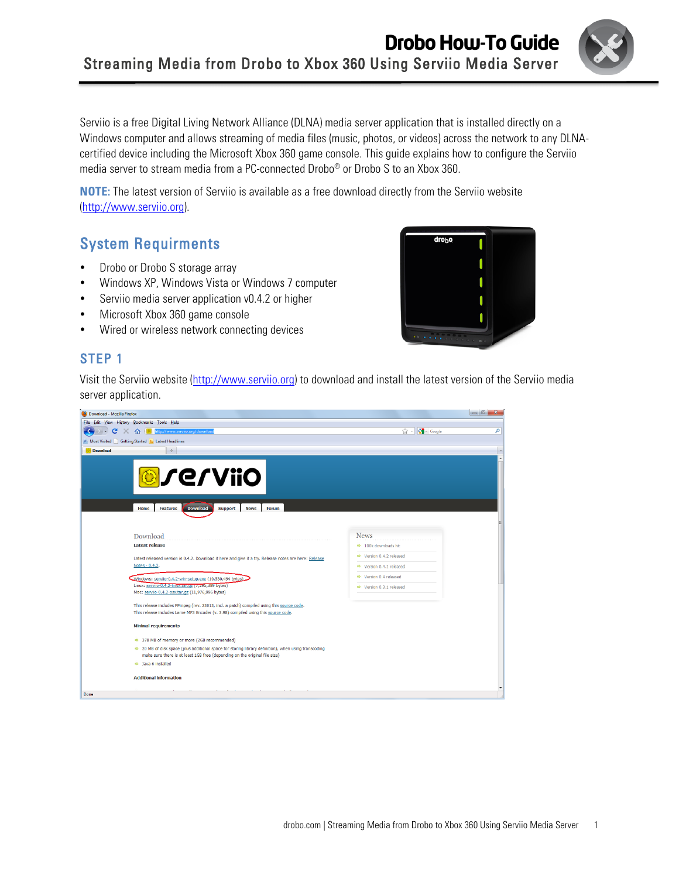# Drobo How-To Guide

## Streaming Media from Drobo to Xbox 360 Using Serviio Media Server

Serviio is a free Digital Living Network Alliance (DLNA) media server application that is installed directly on a Windows computer and allows streaming of media files (music, photos, or videos) across the network to any DLNA-certified device including the Microsoft Xbox 360 game console. This guide explains how to configure the Serviio media server to stream media from a PC-connected Drobo® or Drobo S to an Xbox 360.

**NOTE:** The latest version of Serviio is available as a free download directly from the Serviio website (http://www.serviio.org).

## System Requirments

- Drobo or Drobo S storage array
- Windows XP, Windows Vista or Windows 7 computer
- Serviio media server application v0.4.2 or higher
- Microsoft Xbox 360 game console
- Wired or wireless network connecting devices

## STEP 1

Visit the Serviio website (http://www.serviio.org) to download and install the latest version of the Serviio media server application.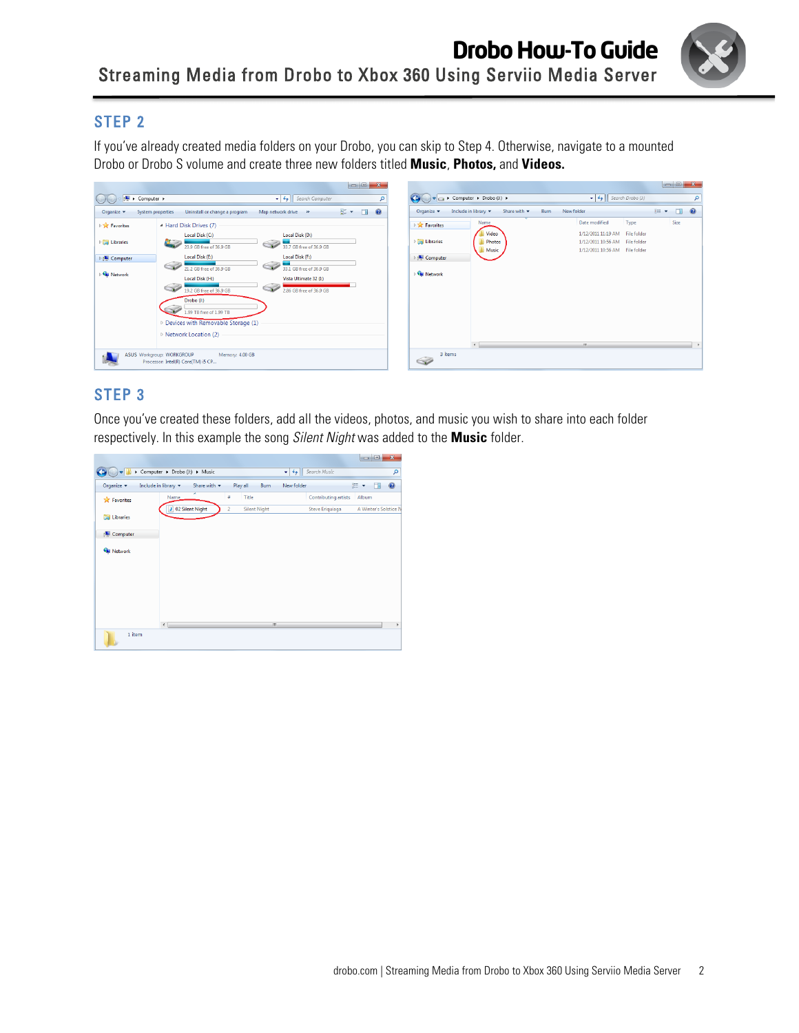## STEP 2

If you've already created media folders on your Drobo, you can skip to Step 4. Otherwise, navigate to a mounted Drobo or Drobo S volume and create three new folders titled **Music**, **Photos,** and **Videos.**

## STEP 3

Once you've created these folders, add all the videos, photos, and music you wish to share into each folder respectively. In this example the song *Silent Night* was added to the **Music** folder.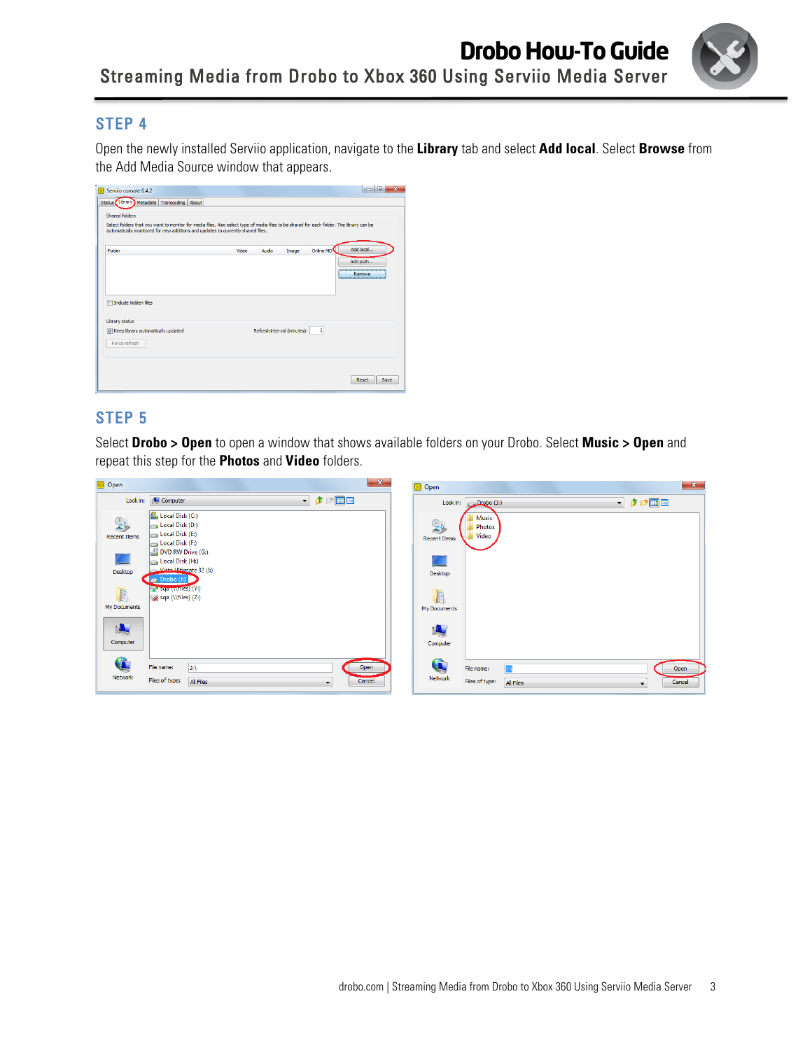## STEP 4

Open the newly installed Serviio application, navigate to the **Library** tab and select **Add local**. Select **Browse** from the Add Media Source window that appears.

## STEP 5

Select **Drobo > Open** to open a window that shows available folders on your Drobo. Select **Music > Open** and repeat this step for the **Photos** and **Video** folders.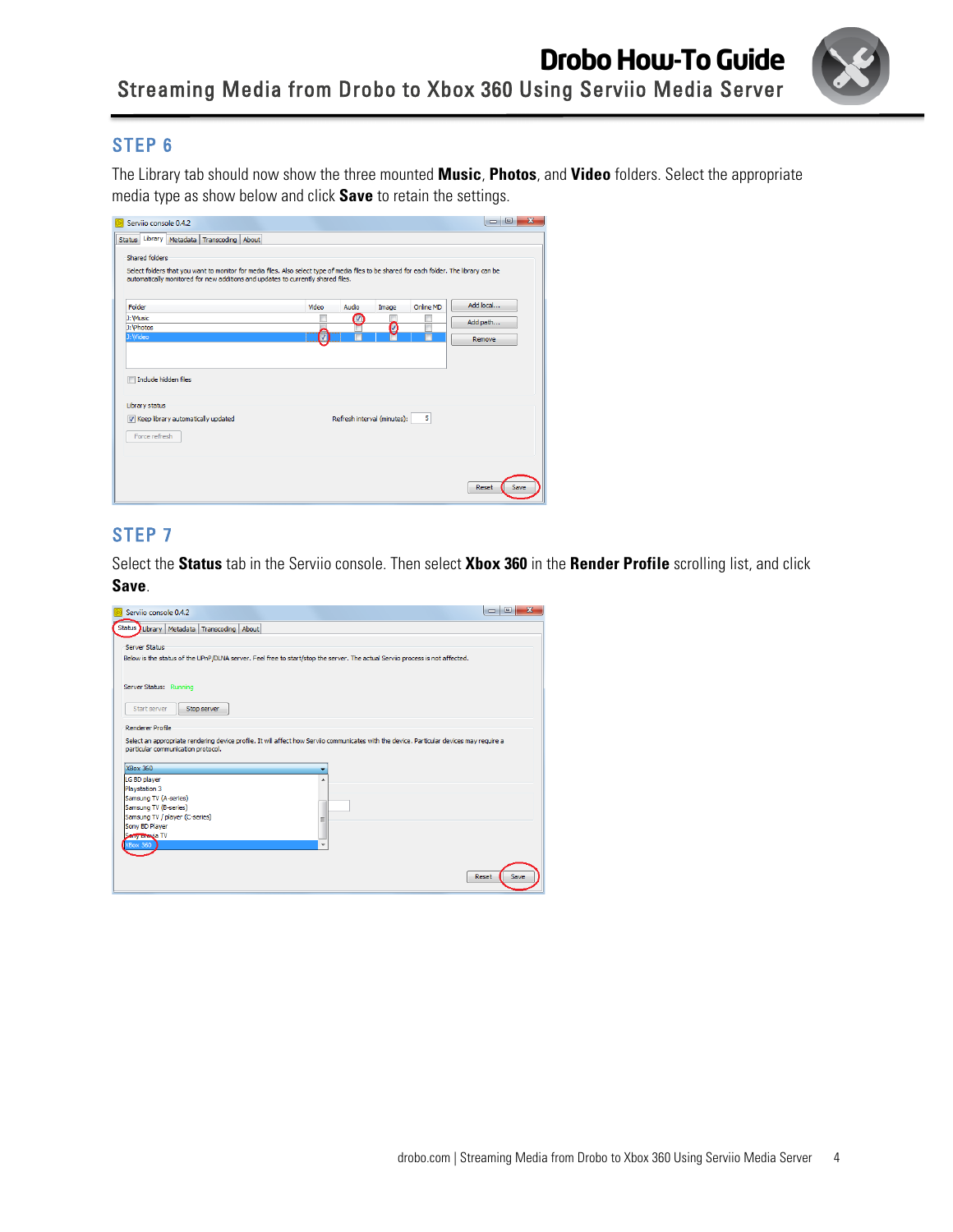## STEP 6

The Library tab should now show the three mounted **Music**, **Photos**, and **Video** folders. Select the appropriate media type as show below and click **Save** to retain the settings.

## STEP 7

Select the **Status** tab in the Serviio console. Then select **Xbox 360** in the **Render Profile** scrolling list, and click **Save**.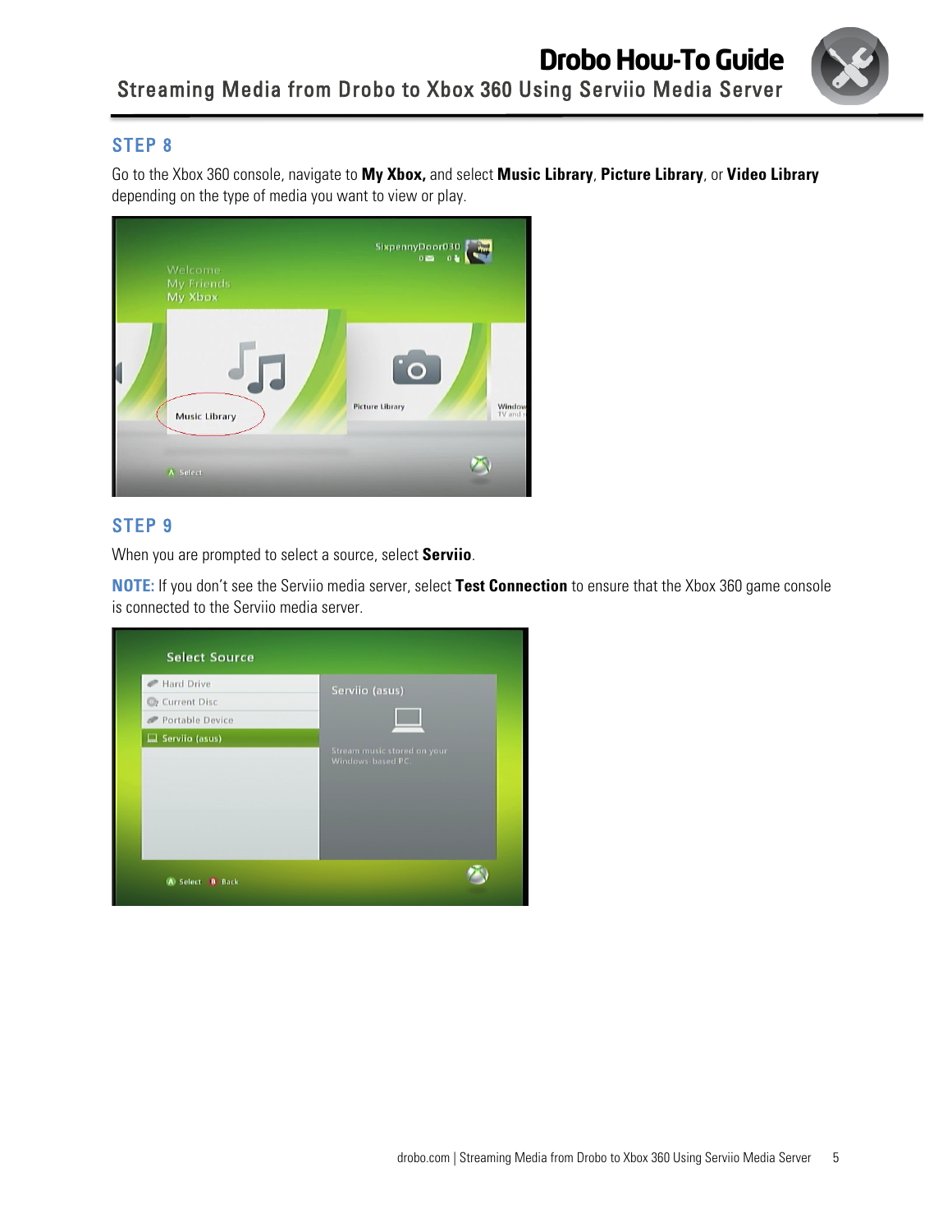## STEP 8

Go to the Xbox 360 console, navigate to **My Xbox,** and select **Music Library**, **Picture Library**, or **Video Library** depending on the type of media you want to view or play.

## STEP 9

When you are prompted to select a source, select **Serviio**.

**NOTE:** If you don't see the Serviio media server, select **Test Connection** to ensure that the Xbox 360 game console is connected to the Serviio media server.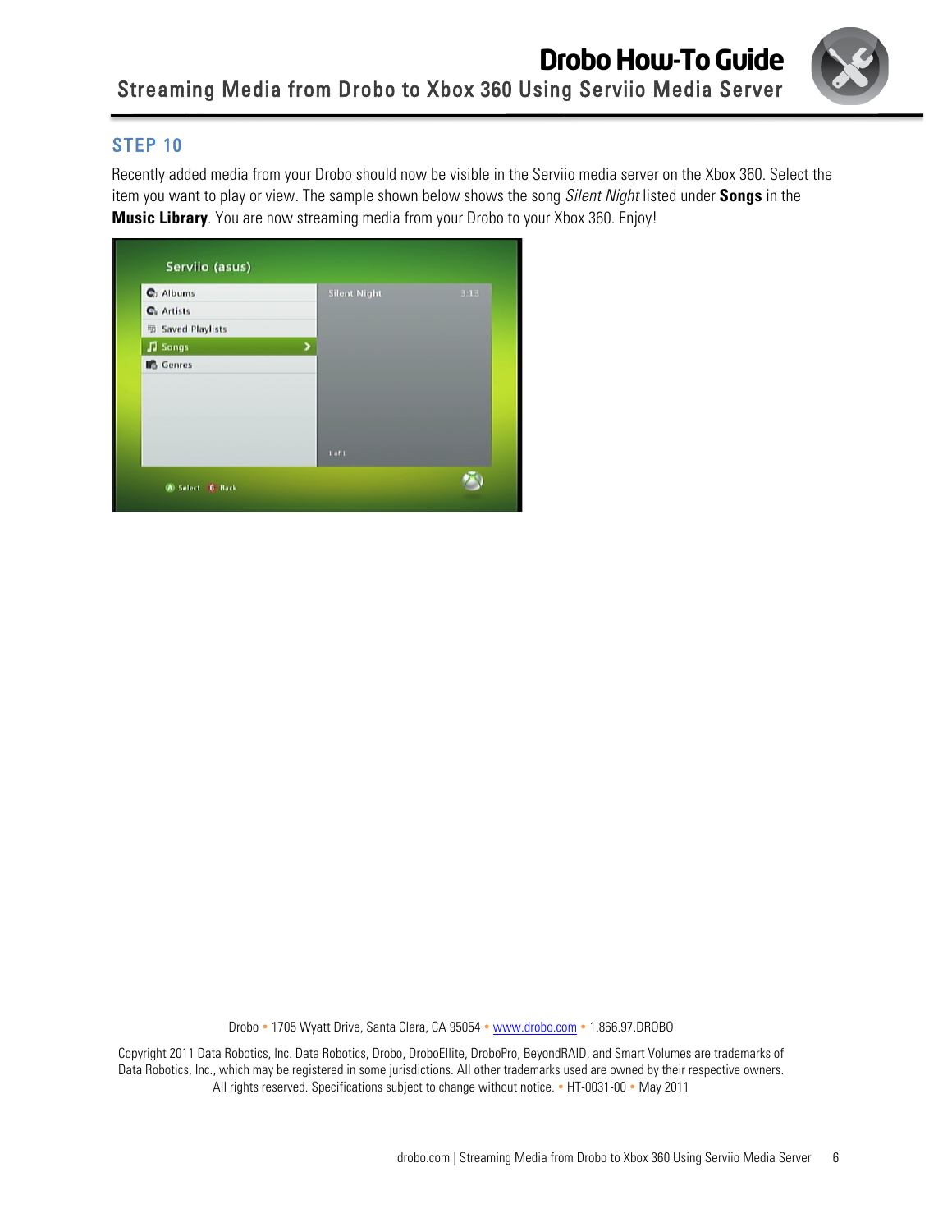## STEP 10

Recently added media from your Drobo should now be visible in the Serviio media server on the Xbox 360. Select the item you want to play or view. The sample shown below shows the song *Silent Night* listed under **Songs** in the **Music Library**. You are now streaming media from your Drobo to your Xbox 360. Enjoy!

Drobo • 1705 Wyatt Drive, Santa Clara, CA 95054 • www.drobo.com • 1.866.97.DROBO

Copyright 2011 Data Robotics, Inc. Data Robotics, Drobo, DroboEllite, DroboPro, BeyondRAID, and Smart Volumes are trademarks of Data Robotics, Inc., which may be registered in some jurisdictions. All other trademarks used are owned by their respective owners. All rights reserved. Specifications subject to change without notice. • HT-0031-00 • May 2011